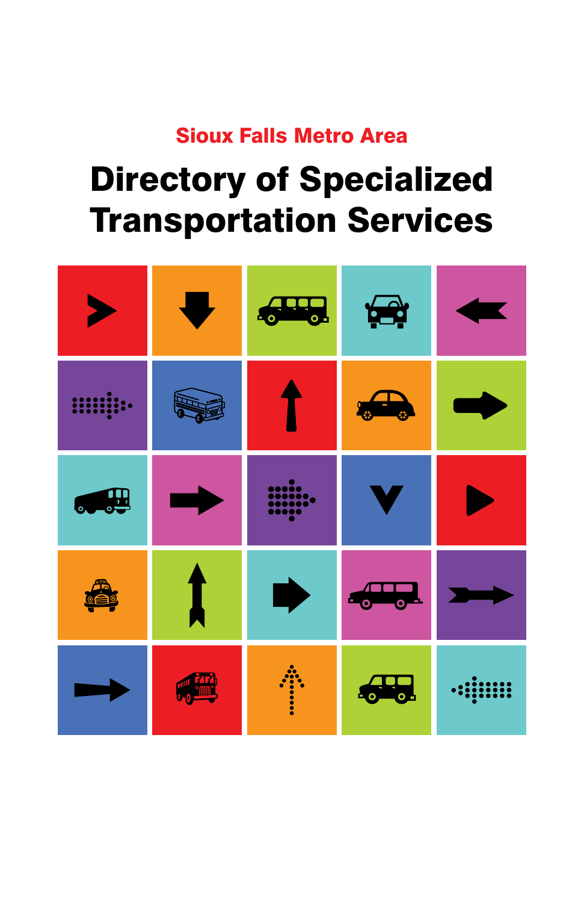Sioux Falls Metro Area

# Directory of Specialized Transportation Services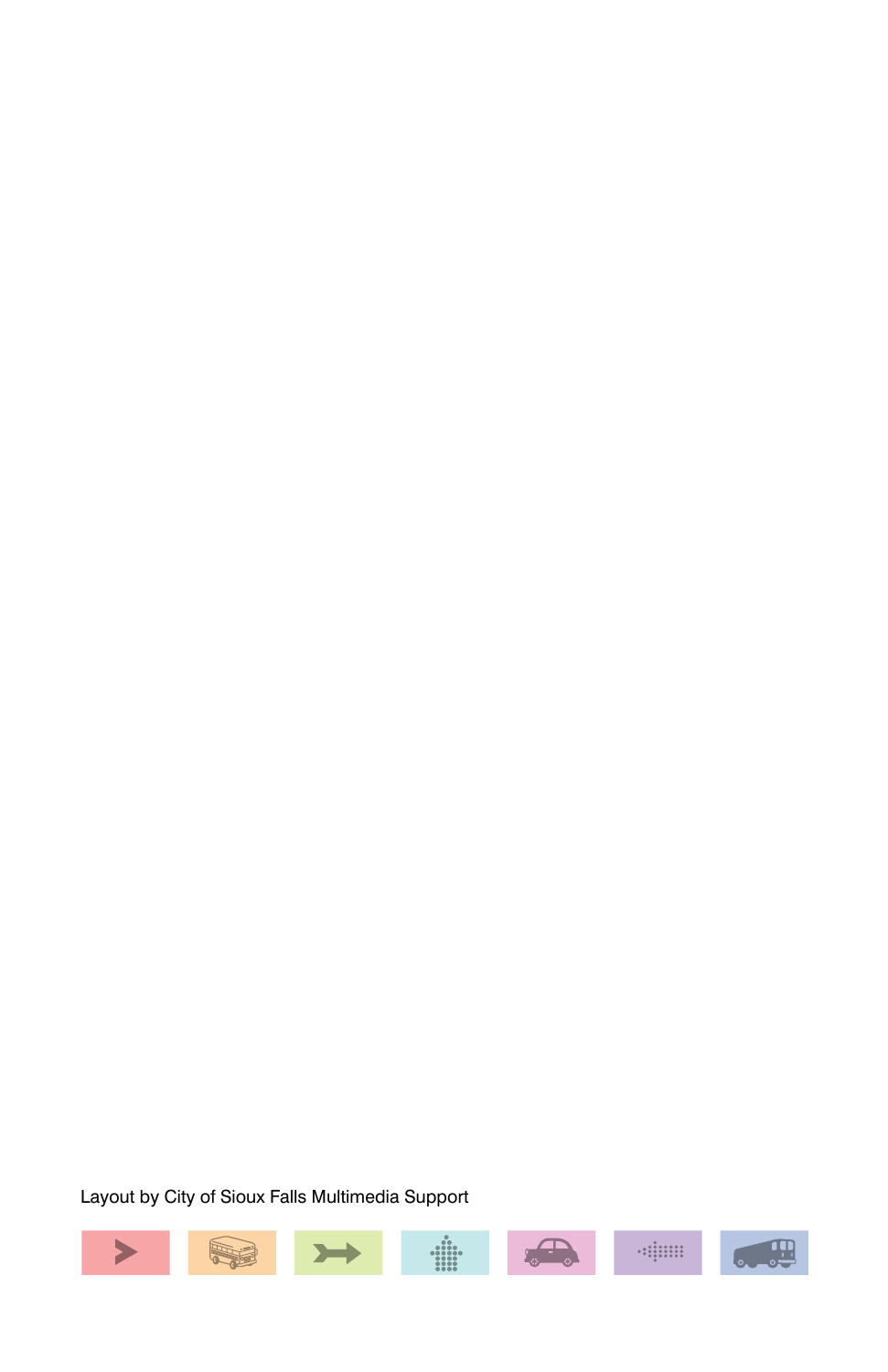Layout by City of Sioux Falls Multimedia Support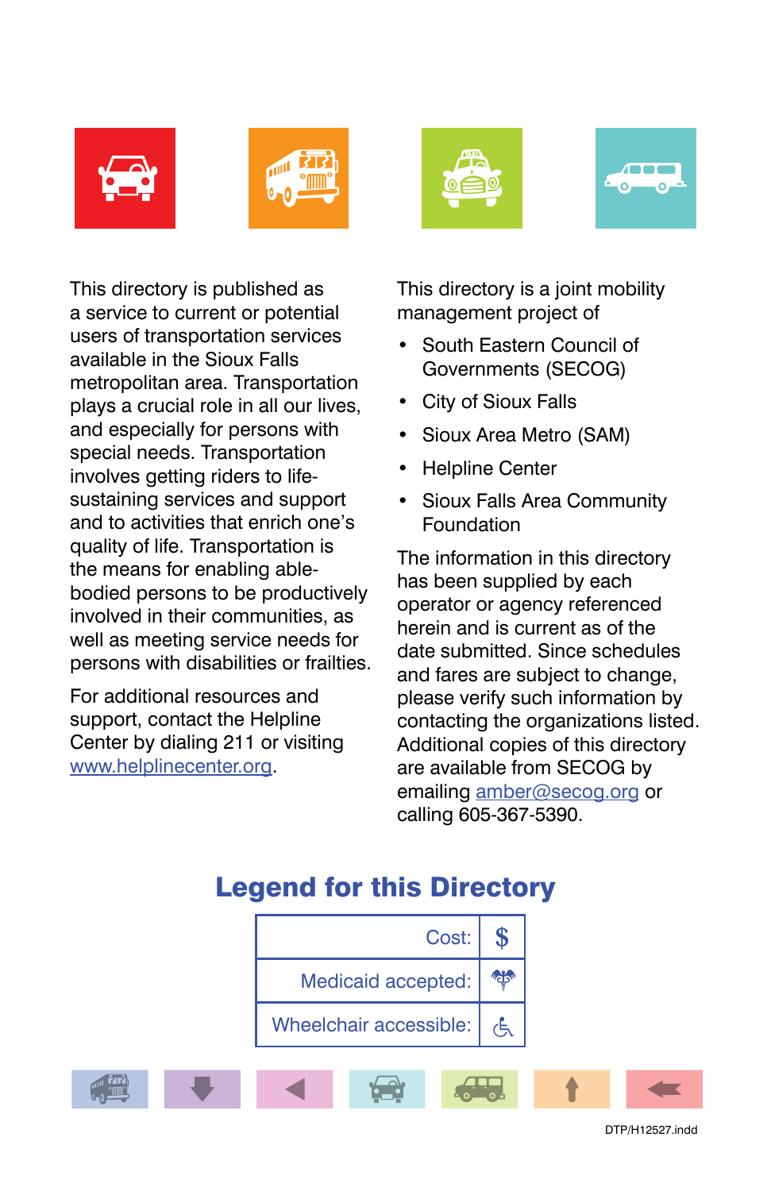This directory is published as a service to current or potential users of transportation services available in the Sioux Falls metropolitan area. Transportation plays a crucial role in all our lives, and especially for persons with special needs. Transportation involves getting riders to life-sustaining services and support and to activities that enrich one's quality of life. Transportation is the means for enabling able-bodied persons to be productively involved in their communities, as well as meeting service needs for persons with disabilities or frailties.

For additional resources and support, contact the Helpline Center by dialing 211 or visiting www.helplinecenter.org.

This directory is a joint mobility management project of

- South Eastern Council of Governments (SECOG)
- City of Sioux Falls
- Sioux Area Metro (SAM)
- Helpline Center
- Sioux Falls Area Community Foundation

The information in this directory has been supplied by each operator or agency referenced herein and is current as of the date submitted. Since schedules and fares are subject to change, please verify such information by contacting the organizations listed. Additional copies of this directory are available from SECOG by emailing amber@secog.org or calling 605-367-5390.

## Legend for this Directory

| | |
|---|---|
| Cost: | $ |
| Medicaid accepted: | ⚕ |
| Wheelchair accessible: | ♿ |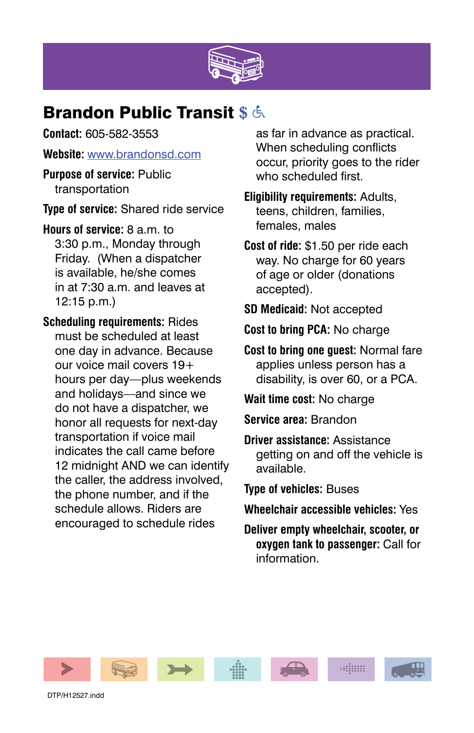## Brandon Public Transit $ ♿

**Contact:** 605-582-3553

**Website:** www.brandonsd.com

**Purpose of service:** Public transportation

**Type of service:** Shared ride service

**Hours of service:** 8 a.m. to 3:30 p.m., Monday through Friday. (When a dispatcher is available, he/she comes in at 7:30 a.m. and leaves at 12:15 p.m.)

**Scheduling requirements:** Rides must be scheduled at least one day in advance. Because our voice mail covers 19+ hours per day—plus weekends and holidays—and since we do not have a dispatcher, we honor all requests for next-day transportation if voice mail indicates the call came before 12 midnight AND we can identify the caller, the address involved, the phone number, and if the schedule allows. Riders are encouraged to schedule rides as far in advance as practical. When scheduling conflicts occur, priority goes to the rider who scheduled first.

**Eligibility requirements:** Adults, teens, children, families, females, males

**Cost of ride:** $1.50 per ride each way. No charge for 60 years of age or older (donations accepted).

**SD Medicaid:** Not accepted

**Cost to bring PCA:** No charge

**Cost to bring one guest:** Normal fare applies unless person has a disability, is over 60, or a PCA.

**Wait time cost:** No charge

**Service area:** Brandon

**Driver assistance:** Assistance getting on and off the vehicle is available.

**Type of vehicles:** Buses

**Wheelchair accessible vehicles:** Yes

**Deliver empty wheelchair, scooter, or oxygen tank to passenger:** Call for information.

DTP/H12527.indd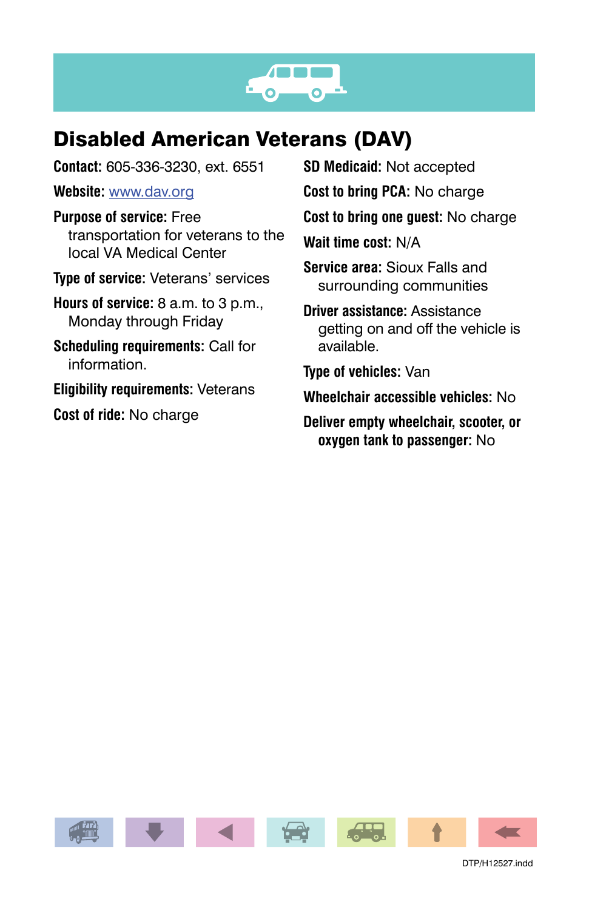## Disabled American Veterans (DAV)

**Contact:** 605-336-3230, ext. 6551

**Website:** www.dav.org

**Purpose of service:** Free transportation for veterans to the local VA Medical Center

**Type of service:** Veterans' services

**Hours of service:** 8 a.m. to 3 p.m., Monday through Friday

**Scheduling requirements:** Call for information.

**Eligibility requirements:** Veterans

**Cost of ride:** No charge

**SD Medicaid:** Not accepted

**Cost to bring PCA:** No charge

**Cost to bring one guest:** No charge

**Wait time cost:** N/A

**Service area:** Sioux Falls and surrounding communities

**Driver assistance:** Assistance getting on and off the vehicle is available.

**Type of vehicles:** Van

**Wheelchair accessible vehicles:** No

**Deliver empty wheelchair, scooter, or oxygen tank to passenger:** No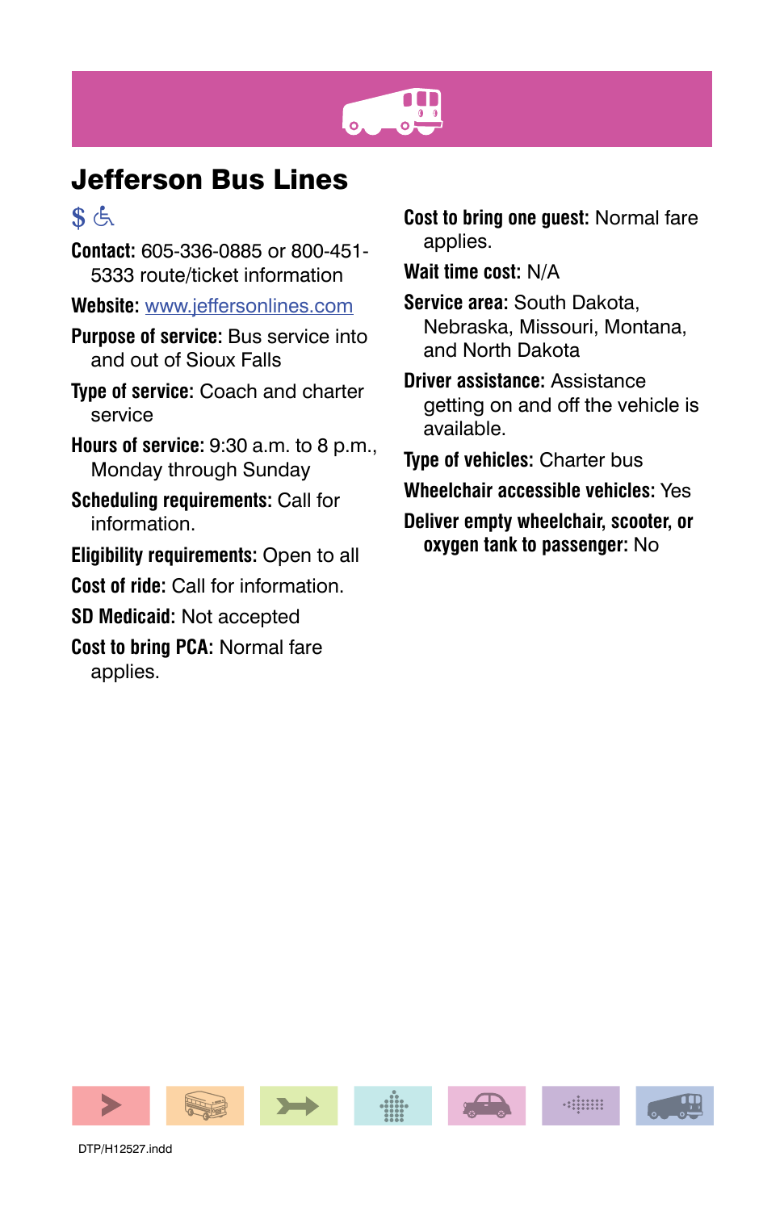# Jefferson Bus Lines

$ ♿

**Contact:** 605-336-0885 or 800-451-5333 route/ticket information

**Website:** www.jeffersonlines.com

**Purpose of service:** Bus service into and out of Sioux Falls

**Type of service:** Coach and charter service

**Hours of service:** 9:30 a.m. to 8 p.m., Monday through Sunday

**Scheduling requirements:** Call for information.

**Eligibility requirements:** Open to all

**Cost of ride:** Call for information.

**SD Medicaid:** Not accepted

**Cost to bring PCA:** Normal fare applies.

**Cost to bring one guest:** Normal fare applies.

**Wait time cost:** N/A

**Service area:** South Dakota, Nebraska, Missouri, Montana, and North Dakota

**Driver assistance:** Assistance getting on and off the vehicle is available.

**Type of vehicles:** Charter bus

**Wheelchair accessible vehicles:** Yes

**Deliver empty wheelchair, scooter, or oxygen tank to passenger:** No

DTP/H12527.indd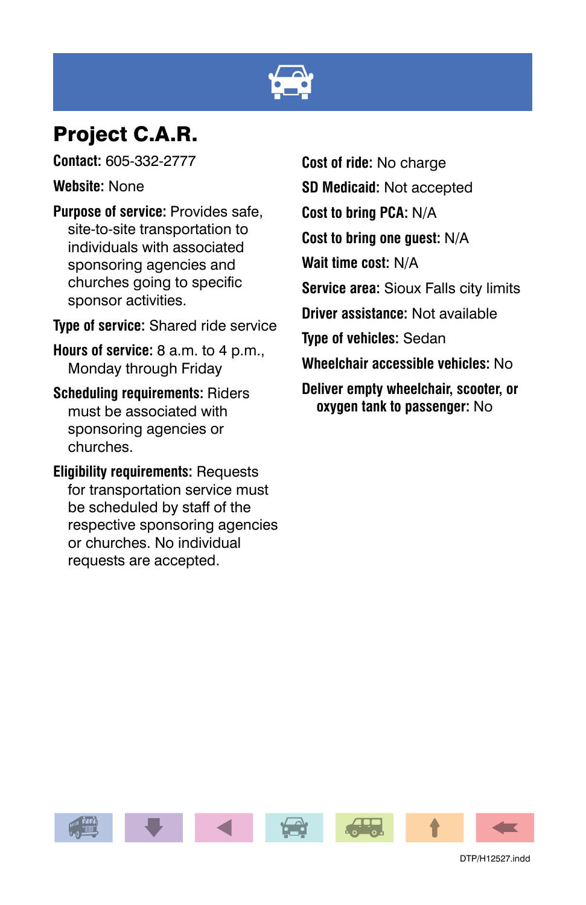## Project C.A.R.

**Contact:** 605-332-2777

**Website:** None

**Purpose of service:** Provides safe, site-to-site transportation to individuals with associated sponsoring agencies and churches going to specific sponsor activities.

**Type of service:** Shared ride service

**Hours of service:** 8 a.m. to 4 p.m., Monday through Friday

**Scheduling requirements:** Riders must be associated with sponsoring agencies or churches.

**Eligibility requirements:** Requests for transportation service must be scheduled by staff of the respective sponsoring agencies or churches. No individual requests are accepted.

**Cost of ride:** No charge

**SD Medicaid:** Not accepted

**Cost to bring PCA:** N/A

**Cost to bring one guest:** N/A

**Wait time cost:** N/A

**Service area:** Sioux Falls city limits

**Driver assistance:** Not available

**Type of vehicles:** Sedan

**Wheelchair accessible vehicles:** No

**Deliver empty wheelchair, scooter, or oxygen tank to passenger:** No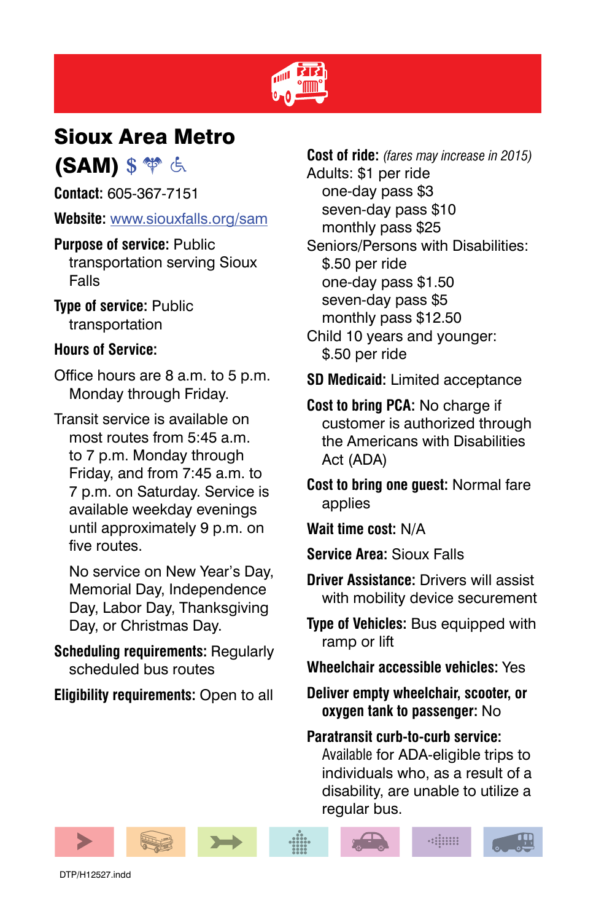## Sioux Area Metro (SAM) $

**Contact:** 605-367-7151

**Website:** www.siouxfalls.org/sam

**Purpose of service:** Public transportation serving Sioux Falls

**Type of service:** Public transportation

**Hours of Service:**

Office hours are 8 a.m. to 5 p.m. Monday through Friday.

Transit service is available on most routes from 5:45 a.m. to 7 p.m. Monday through Friday, and from 7:45 a.m. to 7 p.m. on Saturday. Service is available weekday evenings until approximately 9 p.m. on five routes.

No service on New Year's Day, Memorial Day, Independence Day, Labor Day, Thanksgiving Day, or Christmas Day.

**Scheduling requirements:** Regularly scheduled bus routes

**Eligibility requirements:** Open to all

**Cost of ride:** *(fares may increase in 2015)*

Adults: $1 per ride
- one-day pass $3
- seven-day pass $10
- monthly pass $25

Seniors/Persons with Disabilities:
- $.50 per ride
- one-day pass $1.50
- seven-day pass $5
- monthly pass $12.50

Child 10 years and younger:
- $.50 per ride

**SD Medicaid:** Limited acceptance

**Cost to bring PCA:** No charge if customer is authorized through the Americans with Disabilities Act (ADA)

**Cost to bring one guest:** Normal fare applies

**Wait time cost:** N/A

**Service Area:** Sioux Falls

**Driver Assistance:** Drivers will assist with mobility device securement

**Type of Vehicles:** Bus equipped with ramp or lift

**Wheelchair accessible vehicles:** Yes

**Deliver empty wheelchair, scooter, or oxygen tank to passenger:** No

**Paratransit curb-to-curb service:** Available for ADA-eligible trips to individuals who, as a result of a disability, are unable to utilize a regular bus.

DTP/H12527.indd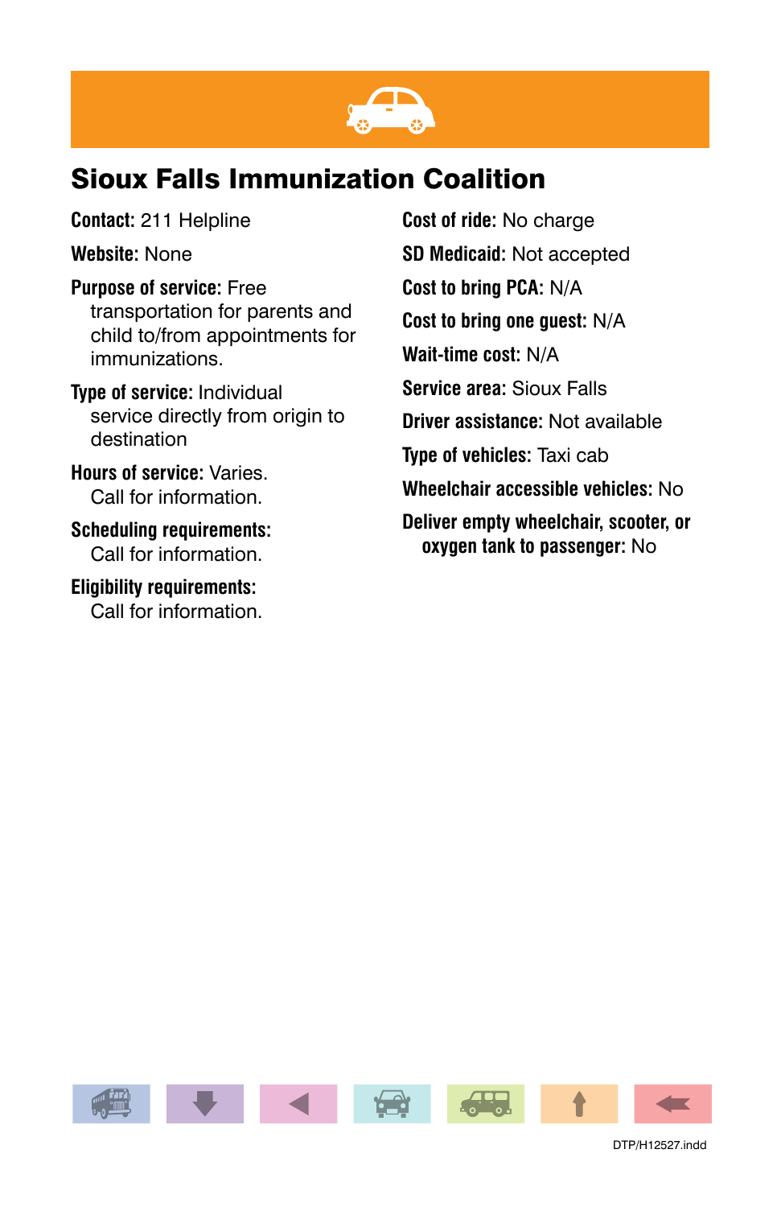## Sioux Falls Immunization Coalition

**Contact:** 211 Helpline

**Website:** None

**Purpose of service:** Free transportation for parents and child to/from appointments for immunizations.

**Type of service:** Individual service directly from origin to destination

**Hours of service:** Varies. Call for information.

**Scheduling requirements:** Call for information.

**Eligibility requirements:** Call for information.

**Cost of ride:** No charge

**SD Medicaid:** Not accepted

**Cost to bring PCA:** N/A

**Cost to bring one guest:** N/A

**Wait-time cost:** N/A

**Service area:** Sioux Falls

**Driver assistance:** Not available

**Type of vehicles:** Taxi cab

**Wheelchair accessible vehicles:** No

**Deliver empty wheelchair, scooter, or oxygen tank to passenger:** No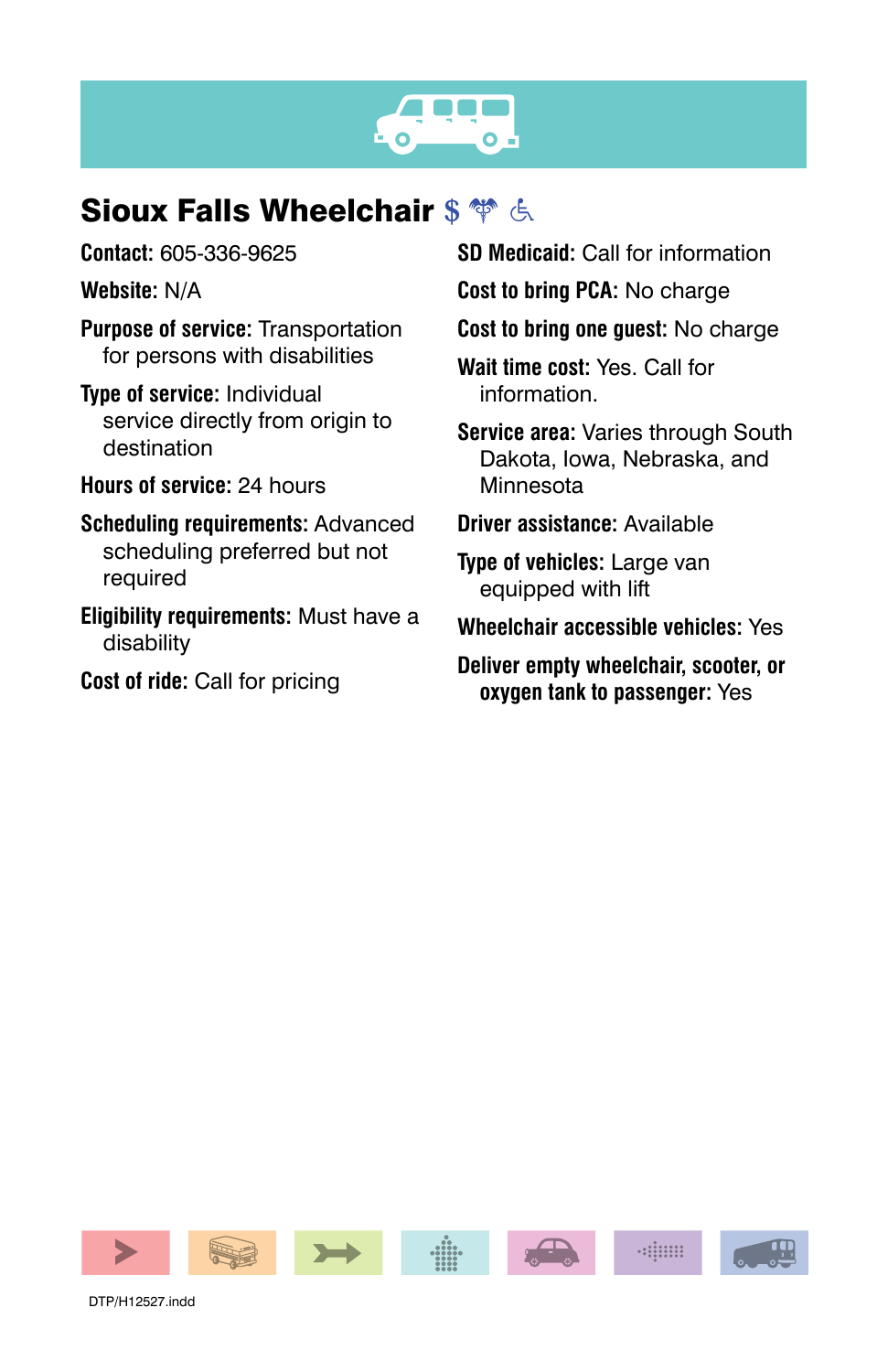## Sioux Falls Wheelchair $

**Contact:** 605-336-9625

**Website:** N/A

**Purpose of service:** Transportation for persons with disabilities

**Type of service:** Individual service directly from origin to destination

**Hours of service:** 24 hours

**Scheduling requirements:** Advanced scheduling preferred but not required

**Eligibility requirements:** Must have a disability

**Cost of ride:** Call for pricing

**SD Medicaid:** Call for information

**Cost to bring PCA:** No charge

**Cost to bring one guest:** No charge

**Wait time cost:** Yes. Call for information.

**Service area:** Varies through South Dakota, Iowa, Nebraska, and Minnesota

**Driver assistance:** Available

**Type of vehicles:** Large van equipped with lift

**Wheelchair accessible vehicles:** Yes

**Deliver empty wheelchair, scooter, or oxygen tank to passenger:** Yes

DTP/H12527.indd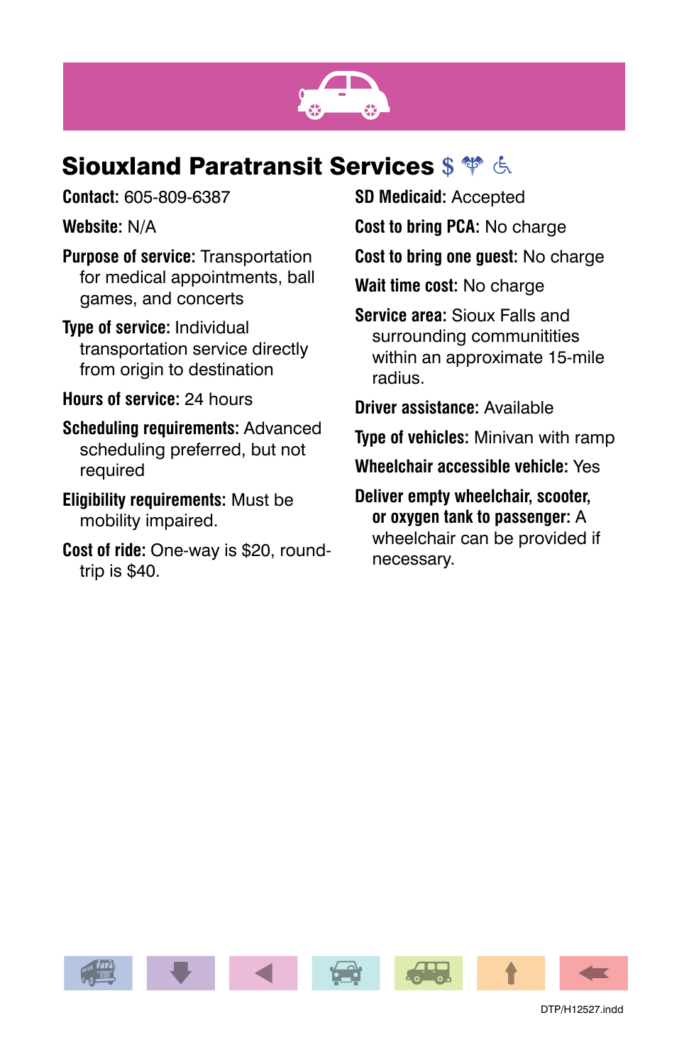## Siouxland Paratransit Services $ ⚕ ♿

**Contact:** 605-809-6387

**Website:** N/A

**Purpose of service:** Transportation for medical appointments, ball games, and concerts

**Type of service:** Individual transportation service directly from origin to destination

**Hours of service:** 24 hours

**Scheduling requirements:** Advanced scheduling preferred, but not required

**Eligibility requirements:** Must be mobility impaired.

**Cost of ride:** One-way is $20, round-trip is $40.

**SD Medicaid:** Accepted

**Cost to bring PCA:** No charge

**Cost to bring one guest:** No charge

**Wait time cost:** No charge

**Service area:** Sioux Falls and surrounding communitities within an approximate 15-mile radius.

**Driver assistance:** Available

**Type of vehicles:** Minivan with ramp

**Wheelchair accessible vehicle:** Yes

**Deliver empty wheelchair, scooter, or oxygen tank to passenger:** A wheelchair can be provided if necessary.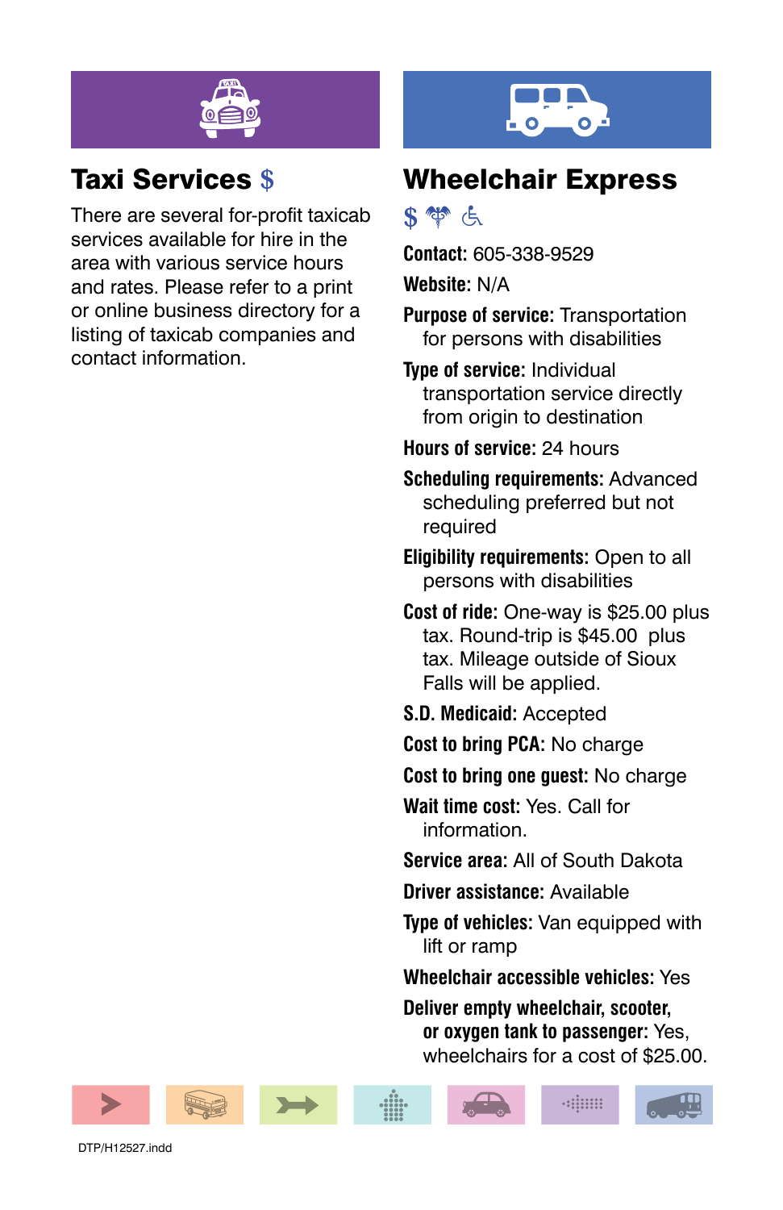## Taxi Services $

There are several for-profit taxicab services available for hire in the area with various service hours and rates. Please refer to a print or online business directory for a listing of taxicab companies and contact information.

## Wheelchair Express

$

**Contact:** 605-338-9529

**Website:** N/A

**Purpose of service:** Transportation for persons with disabilities

**Type of service:** Individual transportation service directly from origin to destination

**Hours of service:** 24 hours

**Scheduling requirements:** Advanced scheduling preferred but not required

**Eligibility requirements:** Open to all persons with disabilities

**Cost of ride:** One-way is $25.00 plus tax. Round-trip is $45.00 plus tax. Mileage outside of Sioux Falls will be applied.

**S.D. Medicaid:** Accepted

**Cost to bring PCA:** No charge

**Cost to bring one guest:** No charge

**Wait time cost:** Yes. Call for information.

**Service area:** All of South Dakota

**Driver assistance:** Available

**Type of vehicles:** Van equipped with lift or ramp

**Wheelchair accessible vehicles:** Yes

**Deliver empty wheelchair, scooter, or oxygen tank to passenger:** Yes, wheelchairs for a cost of $25.00.

DTP/H12527.indd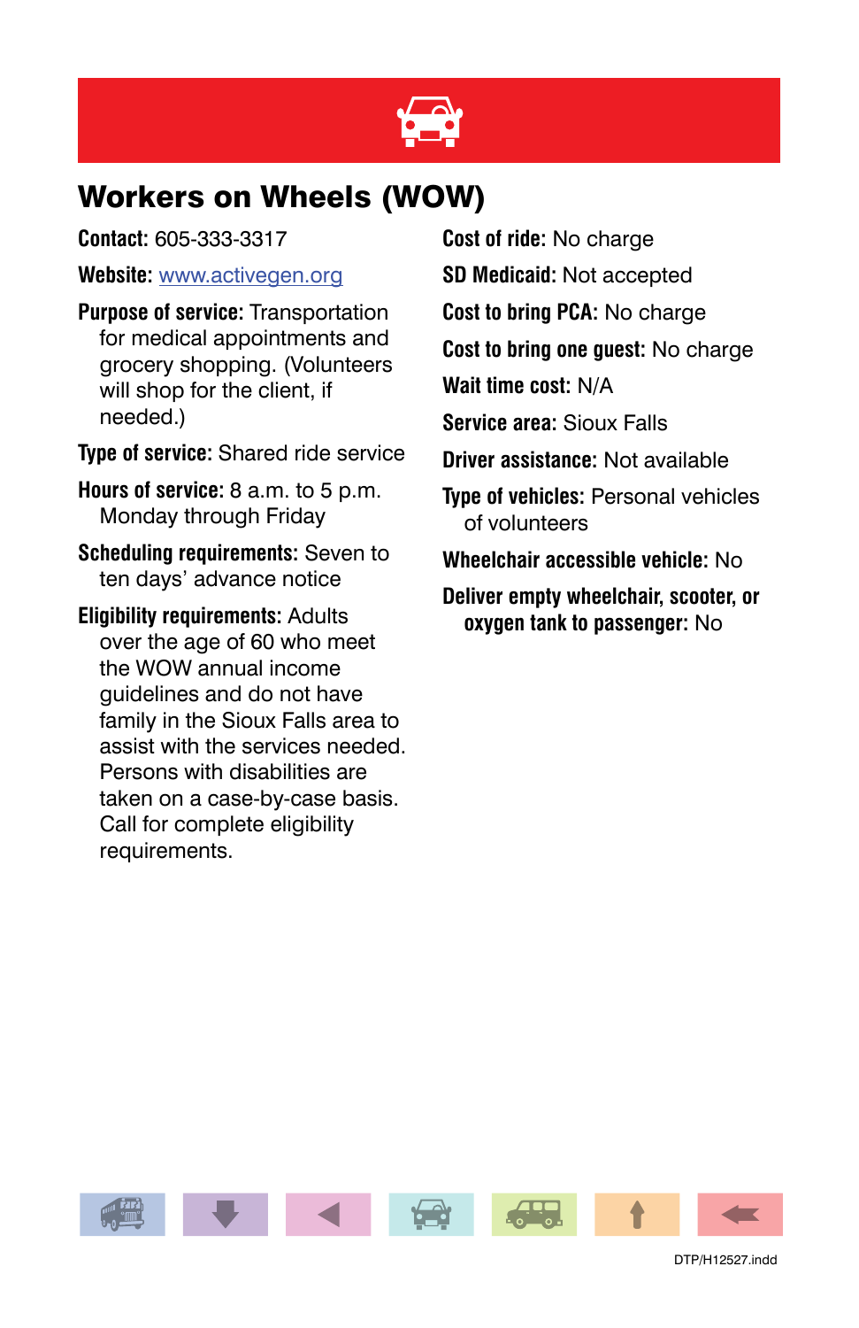## Workers on Wheels (WOW)

**Contact:** 605-333-3317

**Website:** www.activegen.org

**Purpose of service:** Transportation for medical appointments and grocery shopping. (Volunteers will shop for the client, if needed.)

**Type of service:** Shared ride service

**Hours of service:** 8 a.m. to 5 p.m. Monday through Friday

**Scheduling requirements:** Seven to ten days' advance notice

**Eligibility requirements:** Adults over the age of 60 who meet the WOW annual income guidelines and do not have family in the Sioux Falls area to assist with the services needed. Persons with disabilities are taken on a case-by-case basis. Call for complete eligibility requirements.

**Cost of ride:** No charge

**SD Medicaid:** Not accepted

**Cost to bring PCA:** No charge

**Cost to bring one guest:** No charge

**Wait time cost:** N/A

**Service area:** Sioux Falls

**Driver assistance:** Not available

**Type of vehicles:** Personal vehicles of volunteers

**Wheelchair accessible vehicle:** No

**Deliver empty wheelchair, scooter, or oxygen tank to passenger:** No

DTP/H12527.indd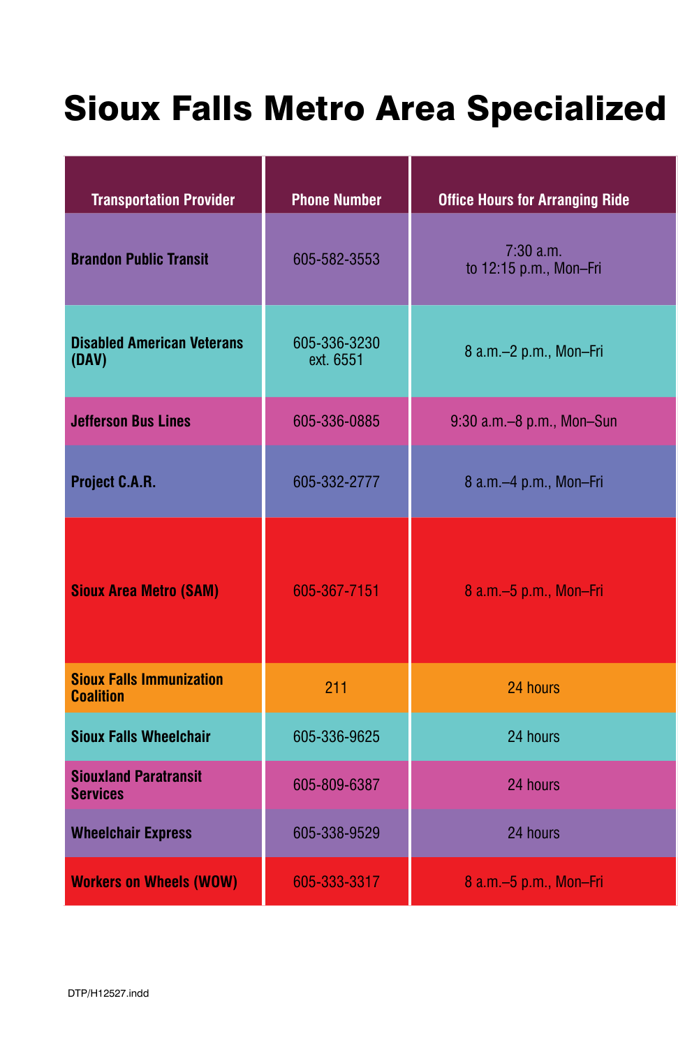# Sioux Falls Metro Area Specialized

| Transportation Provider | Phone Number | Office Hours for Arranging Ride |
|---|---|---|
| **Brandon Public Transit** | 605-582-3553 | 7:30 a.m. to 12:15 p.m., Mon–Fri |
| **Disabled American Veterans (DAV)** | 605-336-3230 ext. 6551 | 8 a.m.–2 p.m., Mon–Fri |
| **Jefferson Bus Lines** | 605-336-0885 | 9:30 a.m.–8 p.m., Mon–Sun |
| **Project C.A.R.** | 605-332-2777 | 8 a.m.–4 p.m., Mon–Fri |
| **Sioux Area Metro (SAM)** | 605-367-7151 | 8 a.m.–5 p.m., Mon–Fri |
| **Sioux Falls Immunization Coalition** | 211 | 24 hours |
| **Sioux Falls Wheelchair** | 605-336-9625 | 24 hours |
| **Siouxland Paratransit Services** | 605-809-6387 | 24 hours |
| **Wheelchair Express** | 605-338-9529 | 24 hours |
| **Workers on Wheels (WOW)** | 605-333-3317 | 8 a.m.–5 p.m., Mon–Fri |

DTP/H12527.indd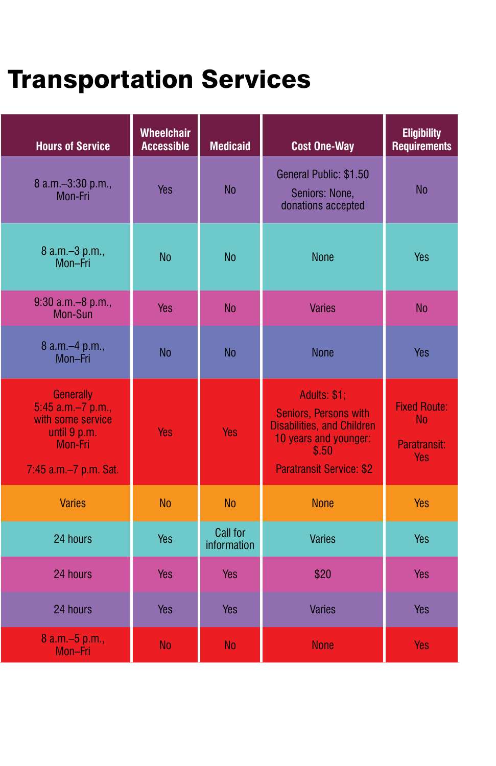# Transportation Services

| Hours of Service | Wheelchair Accessible | Medicaid | Cost One-Way | Eligibility Requirements |
|---|---|---|---|---|
| 8 a.m.–3:30 p.m., Mon-Fri | Yes | No | General Public: $1.50<br>Seniors: None, donations accepted | No |
| 8 a.m.–3 p.m., Mon–Fri | No | No | None | Yes |
| 9:30 a.m.–8 p.m., Mon-Sun | Yes | No | Varies | No |
| 8 a.m.–4 p.m., Mon–Fri | No | No | None | Yes |
| Generally 5:45 a.m.–7 p.m., with some service until 9 p.m. Mon-Fri<br>7:45 a.m.–7 p.m. Sat. | Yes | Yes | Adults: $1;<br>Seniors, Persons with Disabilities, and Children 10 years and younger: $.50<br>Paratransit Service: $2 | Fixed Route: No<br>Paratransit: Yes |
| Varies | No | No | None | Yes |
| 24 hours | Yes | Call for information | Varies | Yes |
| 24 hours | Yes | Yes | $20 | Yes |
| 24 hours | Yes | Yes | Varies | Yes |
| 8 a.m.–5 p.m., Mon–Fri | No | No | None | Yes |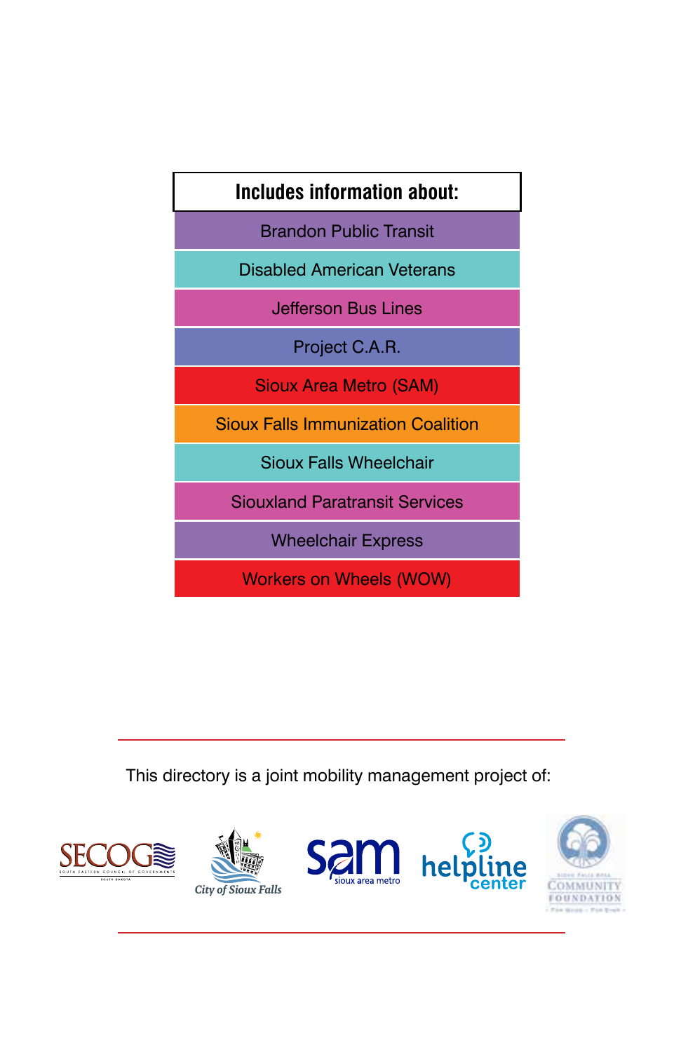## Includes information about:

- Brandon Public Transit
- Disabled American Veterans
- Jefferson Bus Lines
- Project C.A.R.
- Sioux Area Metro (SAM)
- Sioux Falls Immunization Coalition
- Sioux Falls Wheelchair
- Siouxland Paratransit Services
- Wheelchair Express
- Workers on Wheels (WOW)

---

This directory is a joint mobility management project of:

SECOG — South Eastern Council of Governments, South Dakota

City of Sioux Falls

sam — sioux area metro

helpline center

Sioux Falls Area Community Foundation

---